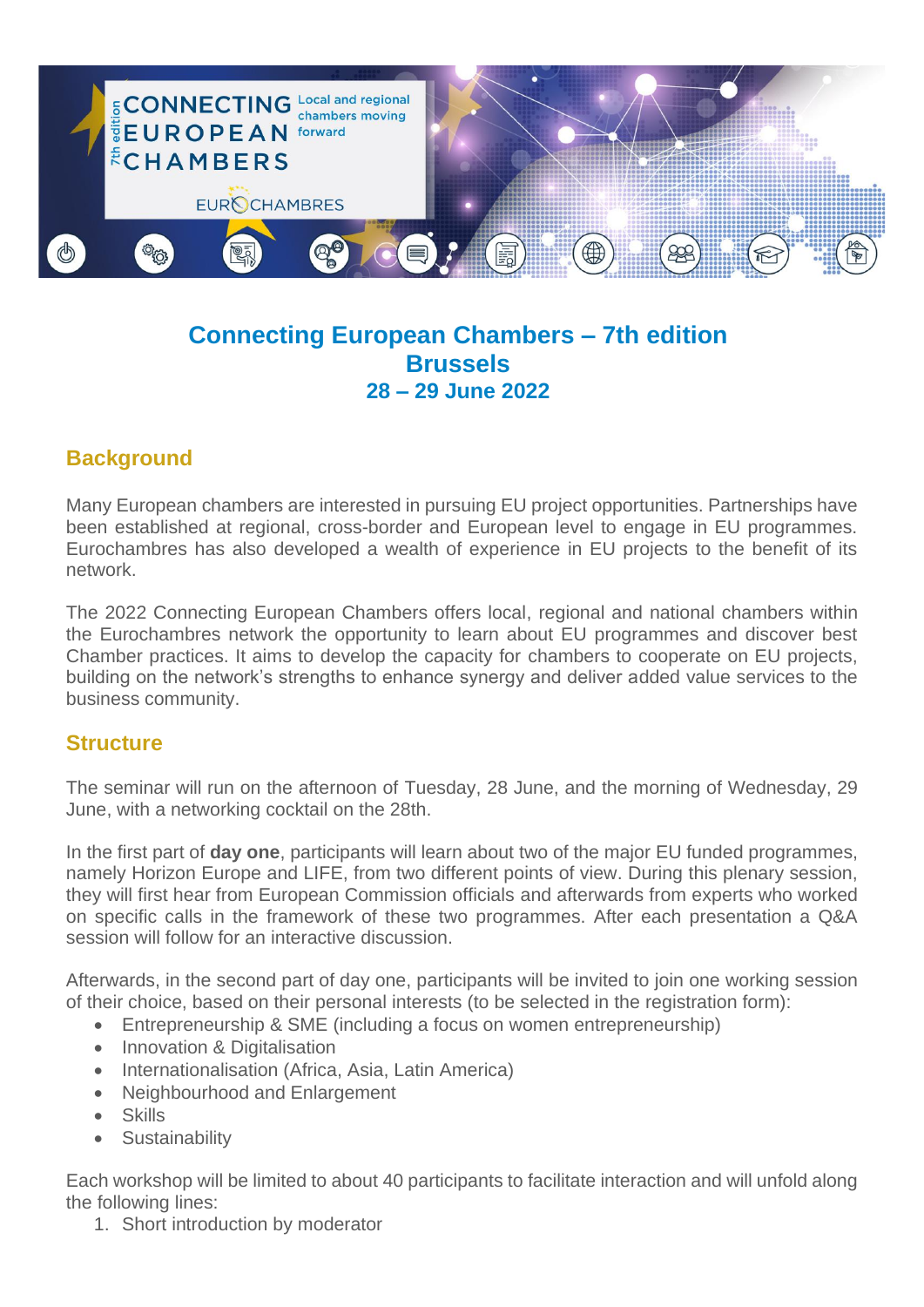# Connecting European Chambers – 7th edition
# Brussels
## 28 – 29 June 2022

## Background

Many European chambers are interested in pursuing EU project opportunities. Partnerships have been established at regional, cross-border and European level to engage in EU programmes. Eurochambres has also developed a wealth of experience in EU projects to the benefit of its network.

The 2022 Connecting European Chambers offers local, regional and national chambers within the Eurochambres network the opportunity to learn about EU programmes and discover best Chamber practices. It aims to develop the capacity for chambers to cooperate on EU projects, building on the network's strengths to enhance synergy and deliver added value services to the business community.

## Structure

The seminar will run on the afternoon of Tuesday, 28 June, and the morning of Wednesday, 29 June, with a networking cocktail on the 28th.

In the first part of **day one**, participants will learn about two of the major EU funded programmes, namely Horizon Europe and LIFE, from two different points of view. During this plenary session, they will first hear from European Commission officials and afterwards from experts who worked on specific calls in the framework of these two programmes. After each presentation a Q&A session will follow for an interactive discussion.

Afterwards, in the second part of day one, participants will be invited to join one working session of their choice, based on their personal interests (to be selected in the registration form):

- Entrepreneurship & SME (including a focus on women entrepreneurship)
- Innovation & Digitalisation
- Internationalisation (Africa, Asia, Latin America)
- Neighbourhood and Enlargement
- Skills
- Sustainability

Each workshop will be limited to about 40 participants to facilitate interaction and will unfold along the following lines:

1. Short introduction by moderator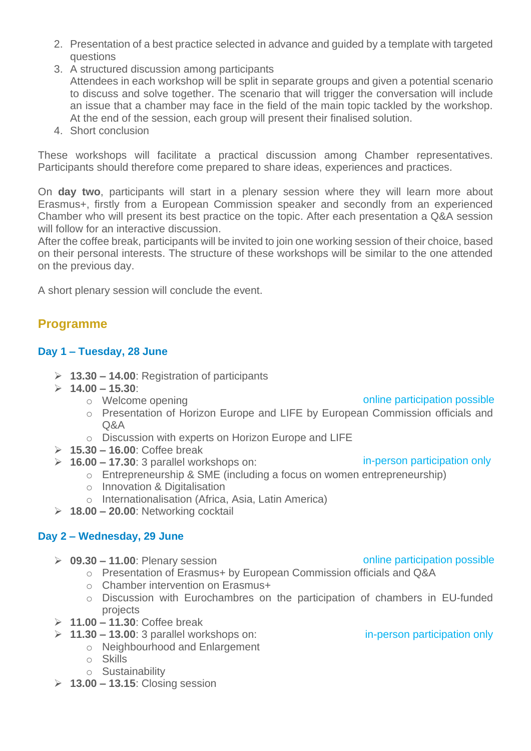2. Presentation of a best practice selected in advance and guided by a template with targeted questions
3. A structured discussion among participants
   Attendees in each workshop will be split in separate groups and given a potential scenario to discuss and solve together. The scenario that will trigger the conversation will include an issue that a chamber may face in the field of the main topic tackled by the workshop. At the end of the session, each group will present their finalised solution.
4. Short conclusion

These workshops will facilitate a practical discussion among Chamber representatives. Participants should therefore come prepared to share ideas, experiences and practices.

On **day two**, participants will start in a plenary session where they will learn more about Erasmus+, firstly from a European Commission speaker and secondly from an experienced Chamber who will present its best practice on the topic. After each presentation a Q&A session will follow for an interactive discussion.
After the coffee break, participants will be invited to join one working session of their choice, based on their personal interests. The structure of these workshops will be similar to the one attended on the previous day.

A short plenary session will conclude the event.

## Programme

### Day 1 – Tuesday, 28 June

- **13.30 – 14.00**: Registration of participants
- **14.00 – 15.30**: — online participation possible
  - Welcome opening
  - Presentation of Horizon Europe and LIFE by European Commission officials and Q&A
  - Discussion with experts on Horizon Europe and LIFE
- **15.30 – 16.00**: Coffee break
- **16.00 – 17.30**: 3 parallel workshops on: — in-person participation only
  - Entrepreneurship & SME (including a focus on women entrepreneurship)
  - Innovation & Digitalisation
  - Internationalisation (Africa, Asia, Latin America)
- **18.00 – 20.00**: Networking cocktail

### Day 2 – Wednesday, 29 June

- **09.30 – 11.00**: Plenary session — online participation possible
  - Presentation of Erasmus+ by European Commission officials and Q&A
  - Chamber intervention on Erasmus+
  - Discussion with Eurochambres on the participation of chambers in EU-funded projects
- **11.00 – 11.30**: Coffee break
- **11.30 – 13.00**: 3 parallel workshops on: — in-person participation only
  - Neighbourhood and Enlargement
  - Skills
  - Sustainability
- **13.00 – 13.15**: Closing session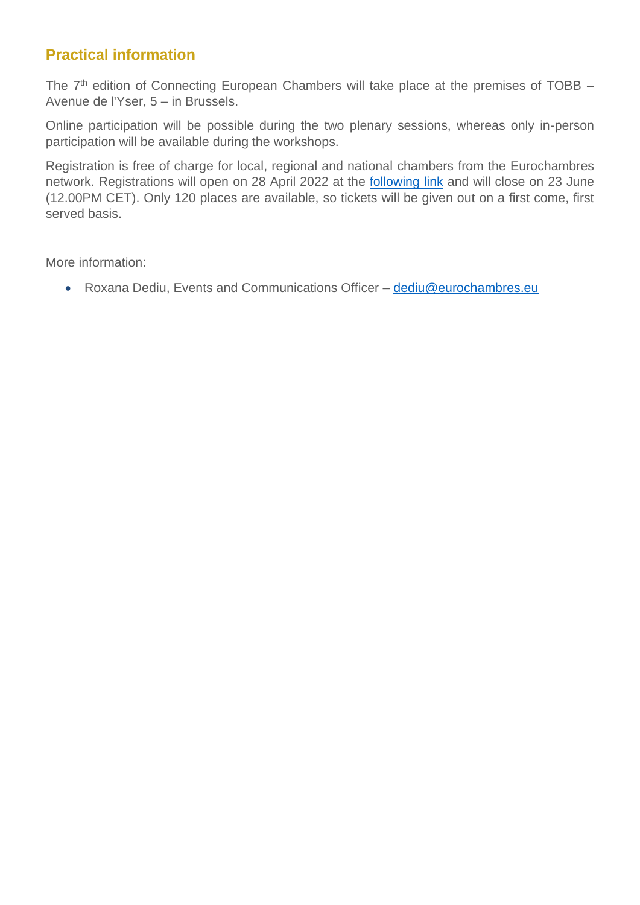## Practical information

The 7th edition of Connecting European Chambers will take place at the premises of TOBB – Avenue de l'Yser, 5 – in Brussels.

Online participation will be possible during the two plenary sessions, whereas only in-person participation will be available during the workshops.

Registration is free of charge for local, regional and national chambers from the Eurochambres network. Registrations will open on 28 April 2022 at the following link and will close on 23 June (12.00PM CET). Only 120 places are available, so tickets will be given out on a first come, first served basis.

More information:

- Roxana Dediu, Events and Communications Officer – dediu@eurochambres.eu